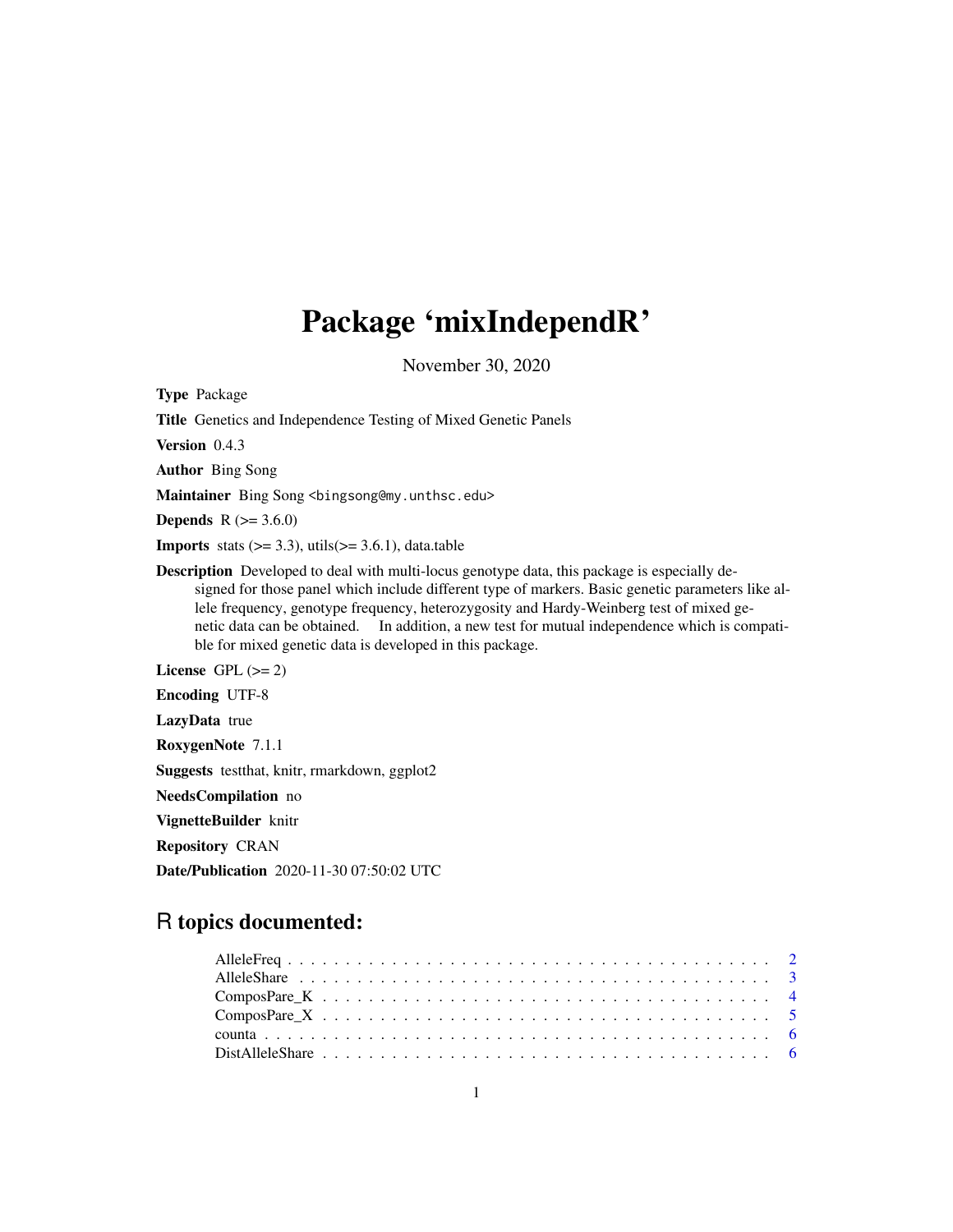# Package 'mixIndependR'

November 30, 2020

**Type** Package

**Title** Genetics and Independence Testing of Mixed Genetic Panels

**Version** 0.4.3

**Author** Bing Song

**Maintainer** Bing Song <bingsong@my.unthsc.edu>

**Depends** R (>= 3.6.0)

**Imports** stats (>= 3.3), utils(>= 3.6.1), data.table

**Description** Developed to deal with multi-locus genotype data, this package is especially designed for those panel which include different type of markers. Basic genetic parameters like allele frequency, genotype frequency, heterozygosity and Hardy-Weinberg test of mixed genetic data can be obtained. In addition, a new test for mutual independence which is compatible for mixed genetic data is developed in this package.

**License** GPL (>= 2)

**Encoding** UTF-8

**LazyData** true

**RoxygenNote** 7.1.1

**Suggests** testthat, knitr, rmarkdown, ggplot2

**NeedsCompilation** no

**VignetteBuilder** knitr

**Repository** CRAN

**Date/Publication** 2020-11-30 07:50:02 UTC

## R topics documented:

- AlleleFreq . . . . . . . . . . . . . . . . . . . . . . . . . . . . . . . . . . . . . . . . 2
- AlleleShare . . . . . . . . . . . . . . . . . . . . . . . . . . . . . . . . . . . . . . . 3
- ComposPare_K . . . . . . . . . . . . . . . . . . . . . . . . . . . . . . . . . . . . . 4
- ComposPare_X . . . . . . . . . . . . . . . . . . . . . . . . . . . . . . . . . . . . . 5
- counta . . . . . . . . . . . . . . . . . . . . . . . . . . . . . . . . . . . . . . . . . 6
- DistAlleleShare . . . . . . . . . . . . . . . . . . . . . . . . . . . . . . . . . . . . . 6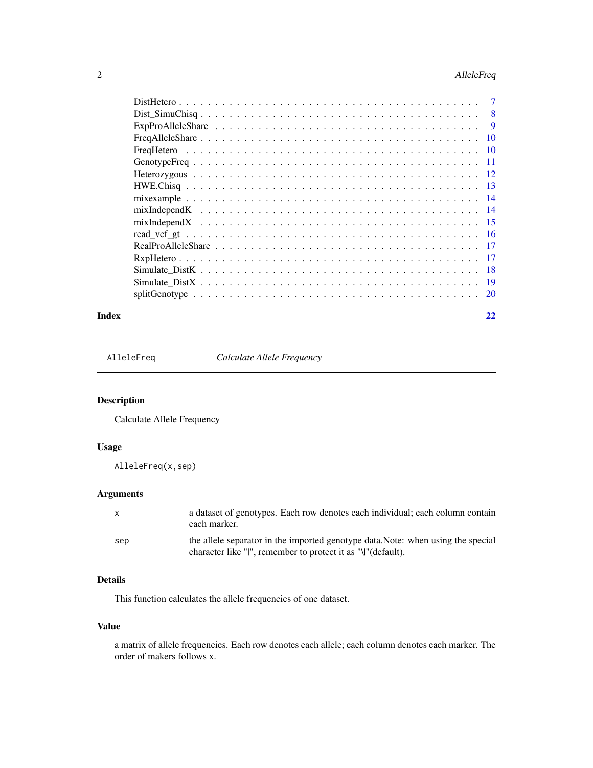DistHetero . . . . . . . . . . . . . . . . . . . . . . . . . . . . . . . . . . . . . . . . 7
Dist_SimuChisq . . . . . . . . . . . . . . . . . . . . . . . . . . . . . . . . . . . . . . 8
ExpProAlleleShare . . . . . . . . . . . . . . . . . . . . . . . . . . . . . . . . . . . . . 9
FreqAlleleShare . . . . . . . . . . . . . . . . . . . . . . . . . . . . . . . . . . . . . . 10
FreqHetero . . . . . . . . . . . . . . . . . . . . . . . . . . . . . . . . . . . . . . . . 10
GenotypeFreq . . . . . . . . . . . . . . . . . . . . . . . . . . . . . . . . . . . . . . . 11
Heterozygous . . . . . . . . . . . . . . . . . . . . . . . . . . . . . . . . . . . . . . . 12
HWE.Chisq . . . . . . . . . . . . . . . . . . . . . . . . . . . . . . . . . . . . . . . . 13
mixexample . . . . . . . . . . . . . . . . . . . . . . . . . . . . . . . . . . . . . . . . 14
mixIndependK . . . . . . . . . . . . . . . . . . . . . . . . . . . . . . . . . . . . . . . 14
mixIndependX . . . . . . . . . . . . . . . . . . . . . . . . . . . . . . . . . . . . . . . 15
read_vcf_gt . . . . . . . . . . . . . . . . . . . . . . . . . . . . . . . . . . . . . . . . 16
RealProAlleleShare . . . . . . . . . . . . . . . . . . . . . . . . . . . . . . . . . . . . 17
RxpHetero . . . . . . . . . . . . . . . . . . . . . . . . . . . . . . . . . . . . . . . . . 17
Simulate_DistK . . . . . . . . . . . . . . . . . . . . . . . . . . . . . . . . . . . . . . 18
Simulate_DistX . . . . . . . . . . . . . . . . . . . . . . . . . . . . . . . . . . . . . . 19
splitGenotype . . . . . . . . . . . . . . . . . . . . . . . . . . . . . . . . . . . . . . . 20

**Index** 22

---

## AlleleFreq — *Calculate Allele Frequency*

### Description

Calculate Allele Frequency

### Usage

```
AlleleFreq(x,sep)
```

### Arguments

| | |
|---|---|
| x | a dataset of genotypes. Each row denotes each individual; each column contain each marker. |
| sep | the allele separator in the imported genotype data.Note: when using the special character like "\|", remember to protect it as "\\\|"(default). |

### Details

This function calculates the allele frequencies of one dataset.

### Value

a matrix of allele frequencies. Each row denotes each allele; each column denotes each marker. The order of makers follows x.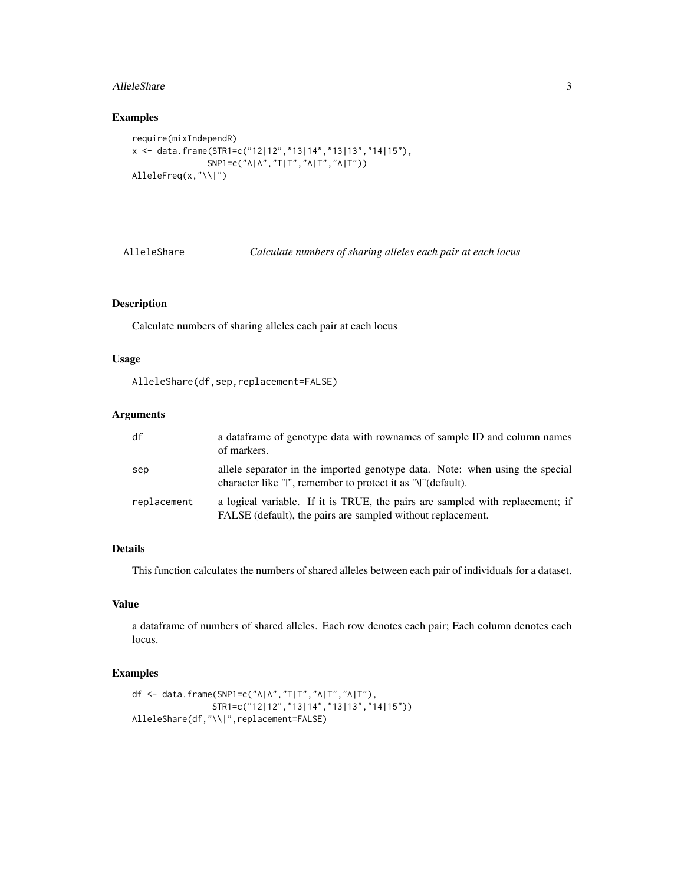## Examples

```
require(mixIndependR)
x <- data.frame(STR1=c("12|12","13|14","13|13","14|15"),
               SNP1=c("A|A","T|T","A|T","A|T"))
AlleleFreq(x,"\\|")
```

---

# AlleleShare *Calculate numbers of sharing alleles each pair at each locus*

---

## Description

Calculate numbers of sharing alleles each pair at each locus

## Usage

```
AlleleShare(df,sep,replacement=FALSE)
```

## Arguments

| | |
|---|---|
| df | a dataframe of genotype data with rownames of sample ID and column names of markers. |
| sep | allele separator in the imported genotype data. Note: when using the special character like "\|", remember to protect it as "\\\|"(default). |
| replacement | a logical variable. If it is TRUE, the pairs are sampled with replacement; if FALSE (default), the pairs are sampled without replacement. |

## Details

This function calculates the numbers of shared alleles between each pair of individuals for a dataset.

## Value

a dataframe of numbers of shared alleles. Each row denotes each pair; Each column denotes each locus.

## Examples

```
df <- data.frame(SNP1=c("A|A","T|T","A|T","A|T"),
               STR1=c("12|12","13|14","13|13","14|15"))
AlleleShare(df,"\\|",replacement=FALSE)
```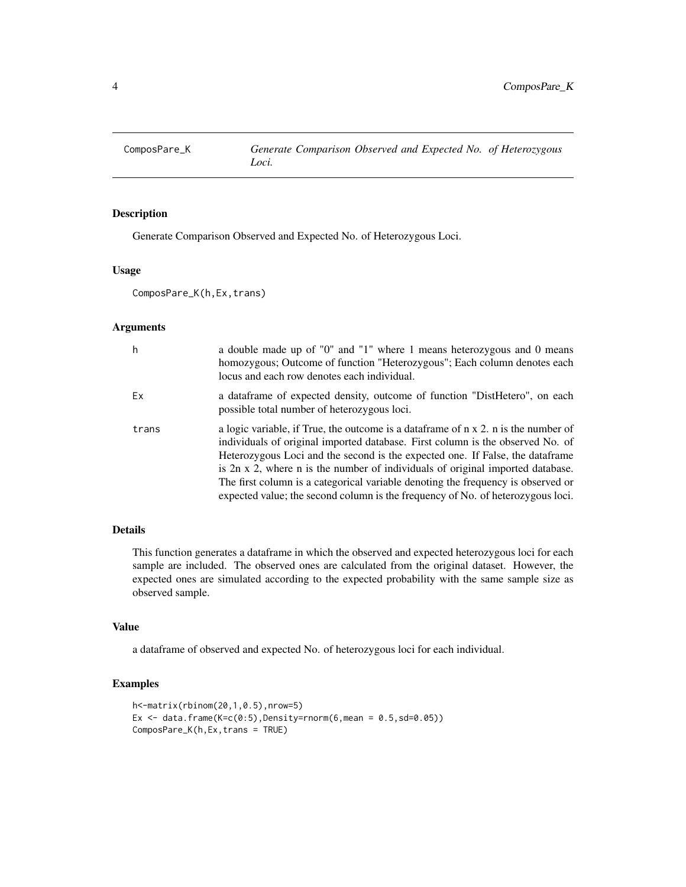# ComposPare_K — *Generate Comparison Observed and Expected No. of Heterozygous Loci.*

## Description

Generate Comparison Observed and Expected No. of Heterozygous Loci.

## Usage

```
ComposPare_K(h,Ex,trans)
```

## Arguments

| | |
|---|---|
| h | a double made up of "0" and "1" where 1 means heterozygous and 0 means homozygous; Outcome of function "Heterozygous"; Each column denotes each locus and each row denotes each individual. |
| Ex | a dataframe of expected density, outcome of function "DistHetero", on each possible total number of heterozygous loci. |
| trans | a logic variable, if True, the outcome is a dataframe of n x 2. n is the number of individuals of original imported database. First column is the observed No. of Heterozygous Loci and the second is the expected one. If False, the dataframe is 2n x 2, where n is the number of individuals of original imported database. The first column is a categorical variable denoting the frequency is observed or expected value; the second column is the frequency of No. of heterozygous loci. |

## Details

This function generates a dataframe in which the observed and expected heterozygous loci for each sample are included. The observed ones are calculated from the original dataset. However, the expected ones are simulated according to the expected probability with the same sample size as observed sample.

## Value

a dataframe of observed and expected No. of heterozygous loci for each individual.

## Examples

```
h<-matrix(rbinom(20,1,0.5),nrow=5)
Ex <- data.frame(K=c(0:5),Density=rnorm(6,mean = 0.5,sd=0.05))
ComposPare_K(h,Ex,trans = TRUE)
```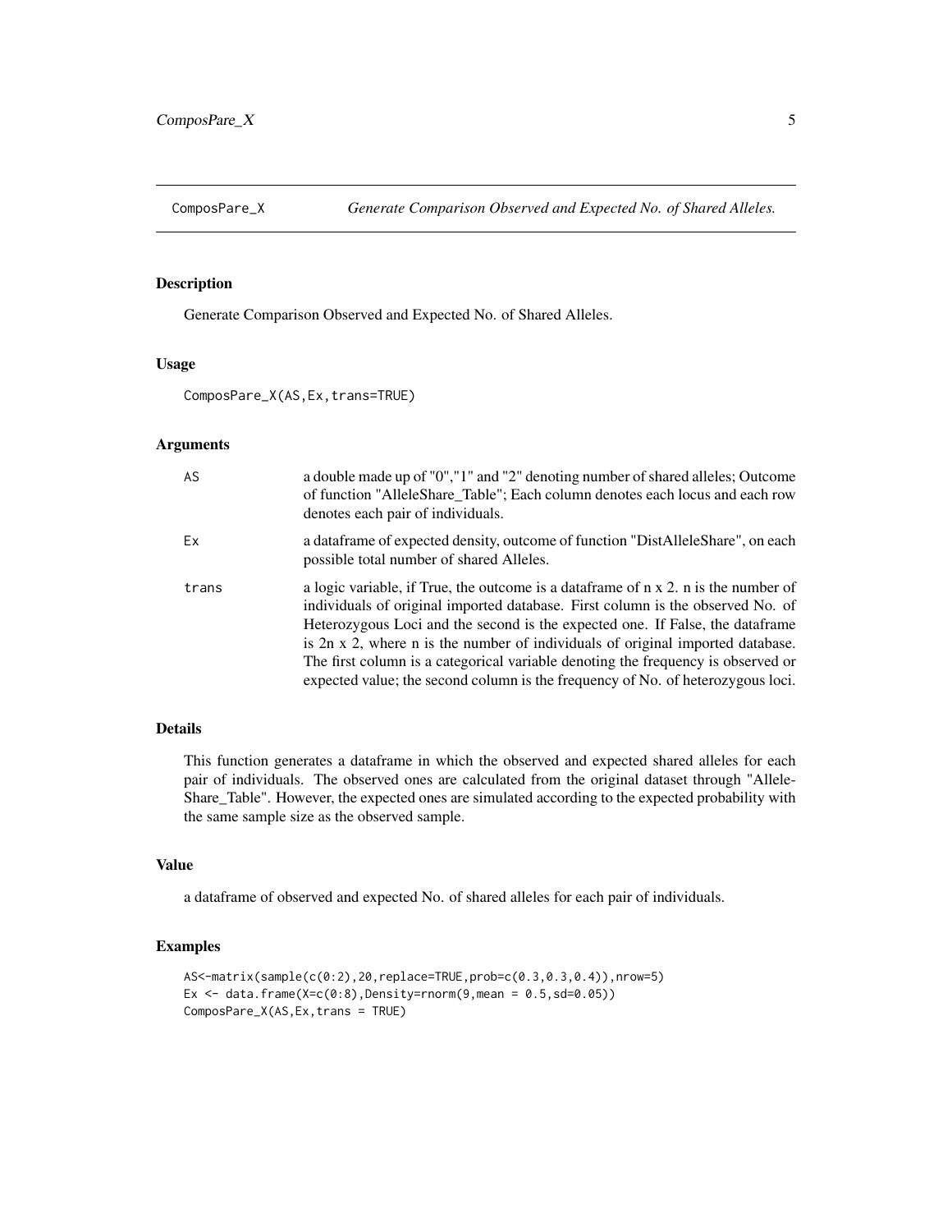# ComposPare_X — Generate Comparison Observed and Expected No. of Shared Alleles.

## Description

Generate Comparison Observed and Expected No. of Shared Alleles.

## Usage

```
ComposPare_X(AS,Ex,trans=TRUE)
```

## Arguments

| | |
|---|---|
| AS | a double made up of "0","1" and "2" denoting number of shared alleles; Outcome of function "AlleleShare_Table"; Each column denotes each locus and each row denotes each pair of individuals. |
| Ex | a dataframe of expected density, outcome of function "DistAlleleShare", on each possible total number of shared Alleles. |
| trans | a logic variable, if True, the outcome is a dataframe of n x 2. n is the number of individuals of original imported database. First column is the observed No. of Heterozygous Loci and the second is the expected one. If False, the dataframe is 2n x 2, where n is the number of individuals of original imported database. The first column is a categorical variable denoting the frequency is observed or expected value; the second column is the frequency of No. of heterozygous loci. |

## Details

This function generates a dataframe in which the observed and expected shared alleles for each pair of individuals. The observed ones are calculated from the original dataset through "AlleleShare_Table". However, the expected ones are simulated according to the expected probability with the same sample size as the observed sample.

## Value

a dataframe of observed and expected No. of shared alleles for each pair of individuals.

## Examples

```
AS<-matrix(sample(c(0:2),20,replace=TRUE,prob=c(0.3,0.3,0.4)),nrow=5)
Ex <- data.frame(X=c(0:8),Density=rnorm(9,mean = 0.5,sd=0.05))
ComposPare_X(AS,Ex,trans = TRUE)
```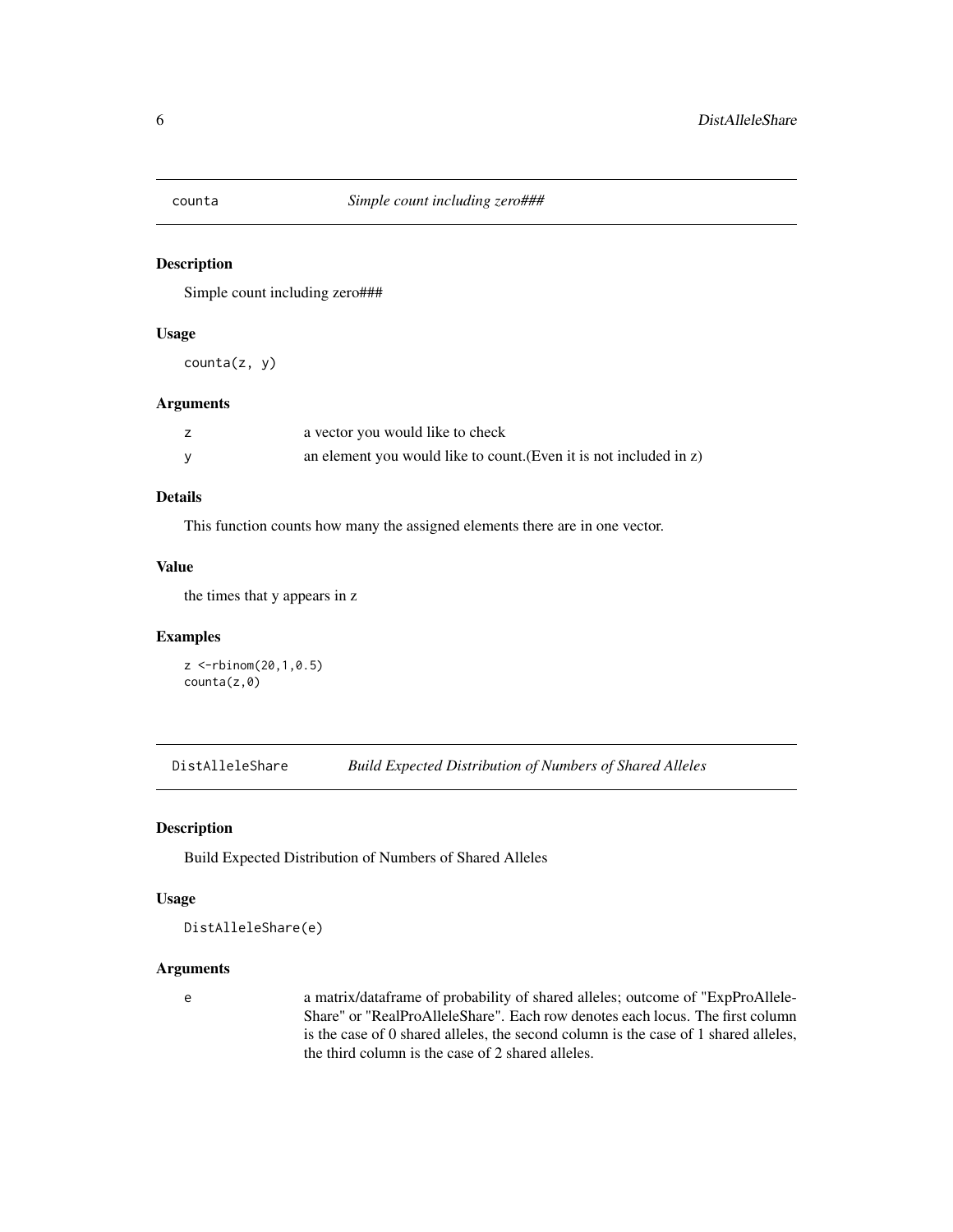## counta *Simple count including zero###*

### Description

Simple count including zero###

### Usage

```
counta(z, y)
```

### Arguments

| | |
|---|---|
| z | a vector you would like to check |
| y | an element you would like to count.(Even it is not included in z) |

### Details

This function counts how many the assigned elements there are in one vector.

### Value

the times that y appears in z

### Examples

```
z <-rbinom(20,1,0.5)
counta(z,0)
```

## DistAlleleShare *Build Expected Distribution of Numbers of Shared Alleles*

### Description

Build Expected Distribution of Numbers of Shared Alleles

### Usage

```
DistAlleleShare(e)
```

### Arguments

| | |
|---|---|
| e | a matrix/dataframe of probability of shared alleles; outcome of "ExpProAlleleShare" or "RealProAlleleShare". Each row denotes each locus. The first column is the case of 0 shared alleles, the second column is the case of 1 shared alleles, the third column is the case of 2 shared alleles. |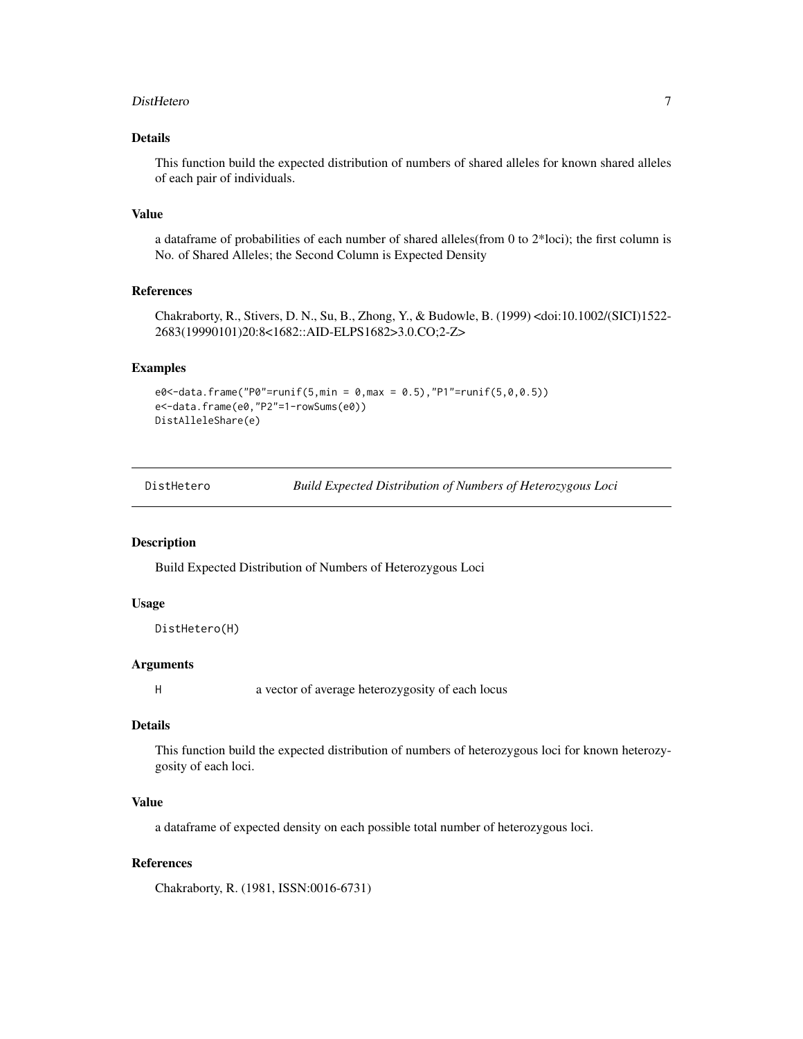### Details

This function build the expected distribution of numbers of shared alleles for known shared alleles of each pair of individuals.

### Value

a dataframe of probabilities of each number of shared alleles(from 0 to 2*loci); the first column is No. of Shared Alleles; the Second Column is Expected Density

### References

Chakraborty, R., Stivers, D. N., Su, B., Zhong, Y., & Budowle, B. (1999) <doi:10.1002/(SICI)1522-2683(19990101)20:8<1682::AID-ELPS1682>3.0.CO;2-Z>

### Examples

```
e0<-data.frame("P0"=runif(5,min = 0,max = 0.5),"P1"=runif(5,0,0.5))
e<-data.frame(e0,"P2"=1-rowSums(e0))
DistAlleleShare(e)
```

---

## DistHetero &nbsp;&nbsp;&nbsp;&nbsp; *Build Expected Distribution of Numbers of Heterozygous Loci*

---

### Description

Build Expected Distribution of Numbers of Heterozygous Loci

### Usage

```
DistHetero(H)
```

### Arguments

| | |
|---|---|
| H | a vector of average heterozygosity of each locus |

### Details

This function build the expected distribution of numbers of heterozygous loci for known heterozygosity of each loci.

### Value

a dataframe of expected density on each possible total number of heterozygous loci.

### References

Chakraborty, R. (1981, ISSN:0016-6731)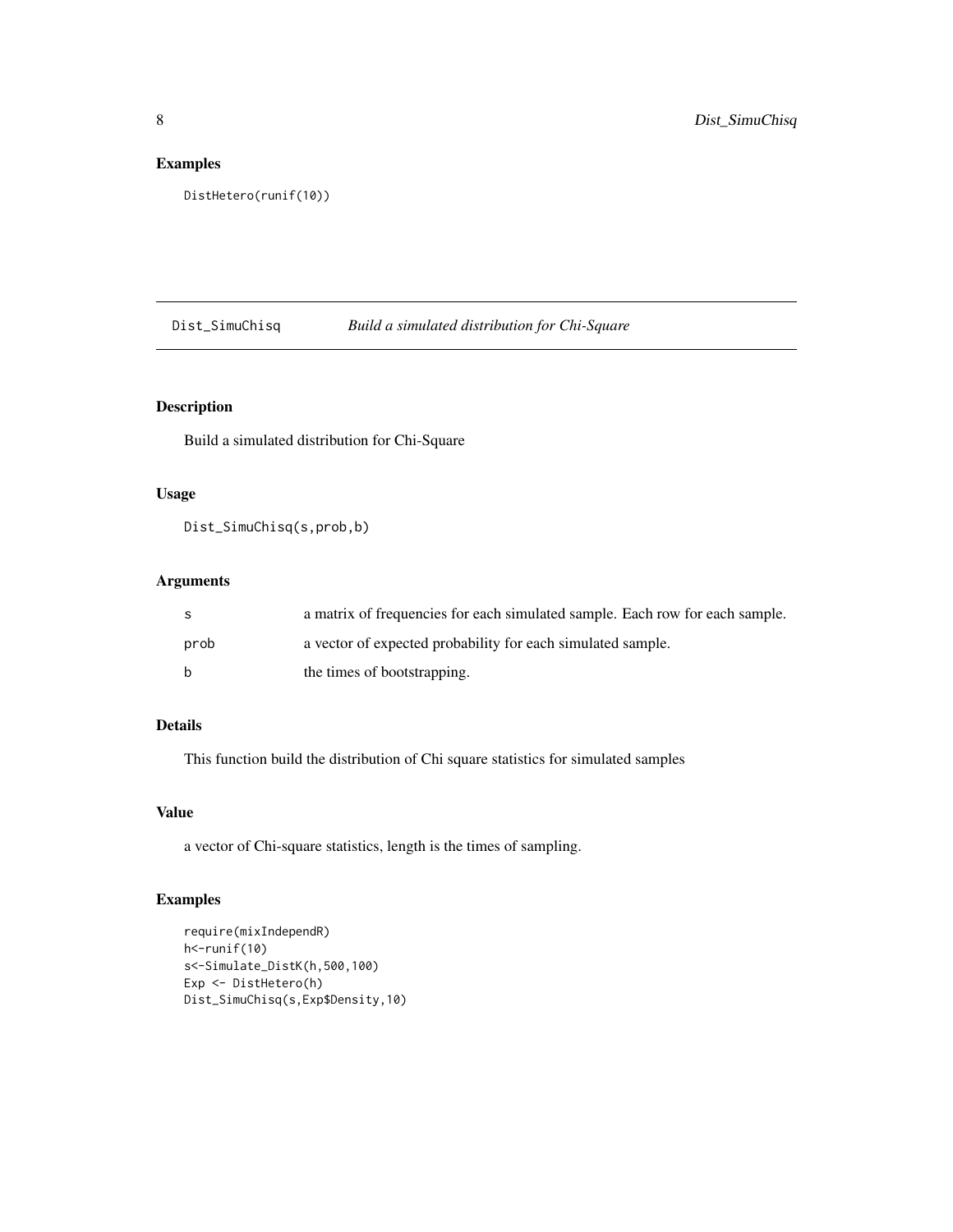## Examples

```
DistHetero(runif(10))
```

---

## Dist_SimuChisq *Build a simulated distribution for Chi-Square*

### Description

Build a simulated distribution for Chi-Square

### Usage

```
Dist_SimuChisq(s,prob,b)
```

### Arguments

| | |
|---|---|
| s | a matrix of frequencies for each simulated sample. Each row for each sample. |
| prob | a vector of expected probability for each simulated sample. |
| b | the times of bootstrapping. |

### Details

This function build the distribution of Chi square statistics for simulated samples

### Value

a vector of Chi-square statistics, length is the times of sampling.

### Examples

```
require(mixIndependR)
h<-runif(10)
s<-Simulate_DistK(h,500,100)
Exp <- DistHetero(h)
Dist_SimuChisq(s,Exp$Density,10)
```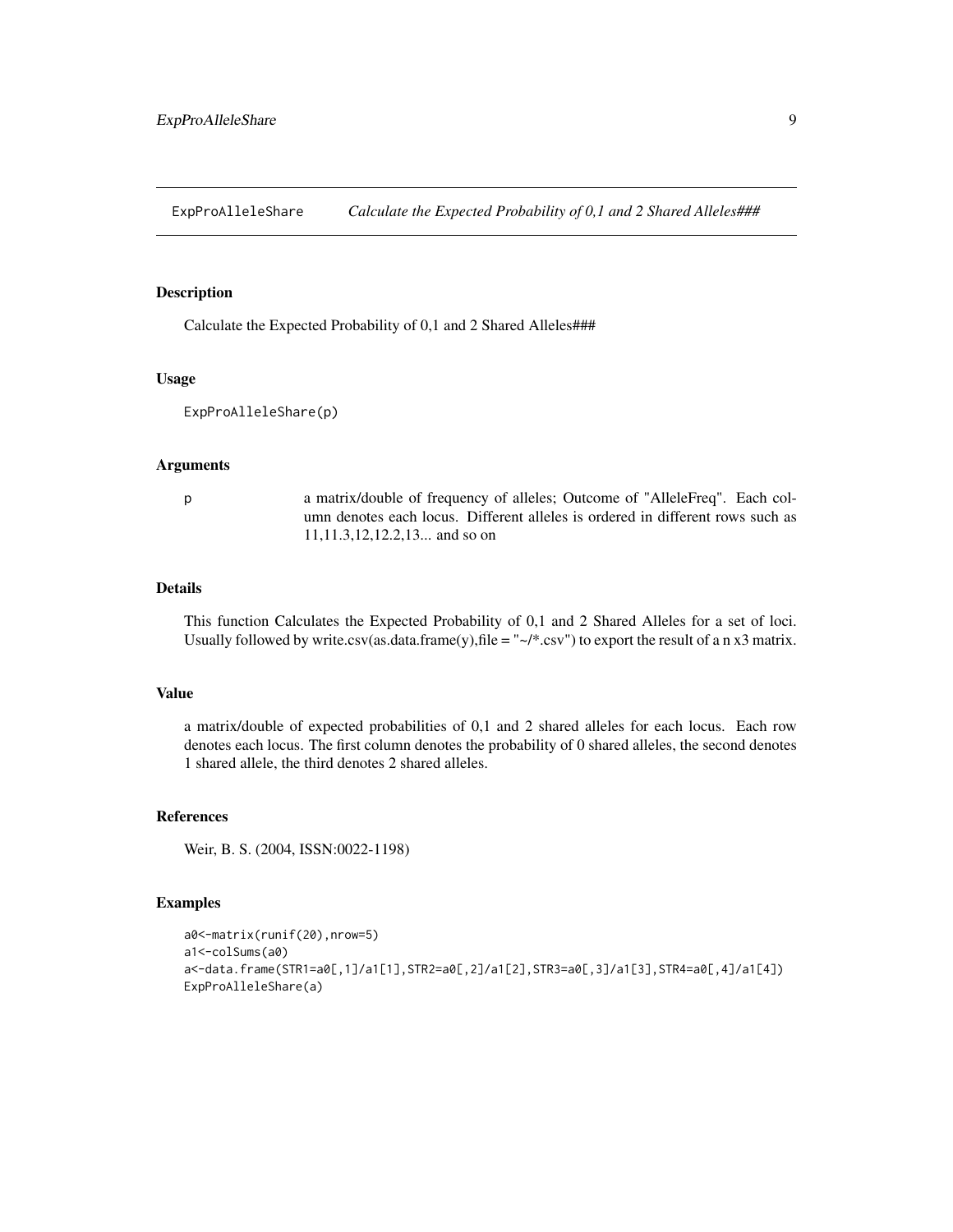## ExpProAlleleShare *Calculate the Expected Probability of 0,1 and 2 Shared Alleles###*

### Description

Calculate the Expected Probability of 0,1 and 2 Shared Alleles###

### Usage

```
ExpProAlleleShare(p)
```

### Arguments

| | |
|---|---|
| p | a matrix/double of frequency of alleles; Outcome of "AlleleFreq". Each column denotes each locus. Different alleles is ordered in different rows such as 11,11.3,12,12.2,13... and so on |

### Details

This function Calculates the Expected Probability of 0,1 and 2 Shared Alleles for a set of loci. Usually followed by write.csv(as.data.frame(y),file = "~/*.csv") to export the result of a n x3 matrix.

### Value

a matrix/double of expected probabilities of 0,1 and 2 shared alleles for each locus. Each row denotes each locus. The first column denotes the probability of 0 shared alleles, the second denotes 1 shared allele, the third denotes 2 shared alleles.

### References

Weir, B. S. (2004, ISSN:0022-1198)

### Examples

```
a0<-matrix(runif(20),nrow=5)
a1<-colSums(a0)
a<-data.frame(STR1=a0[,1]/a1[1],STR2=a0[,2]/a1[2],STR3=a0[,3]/a1[3],STR4=a0[,4]/a1[4])
ExpProAlleleShare(a)
```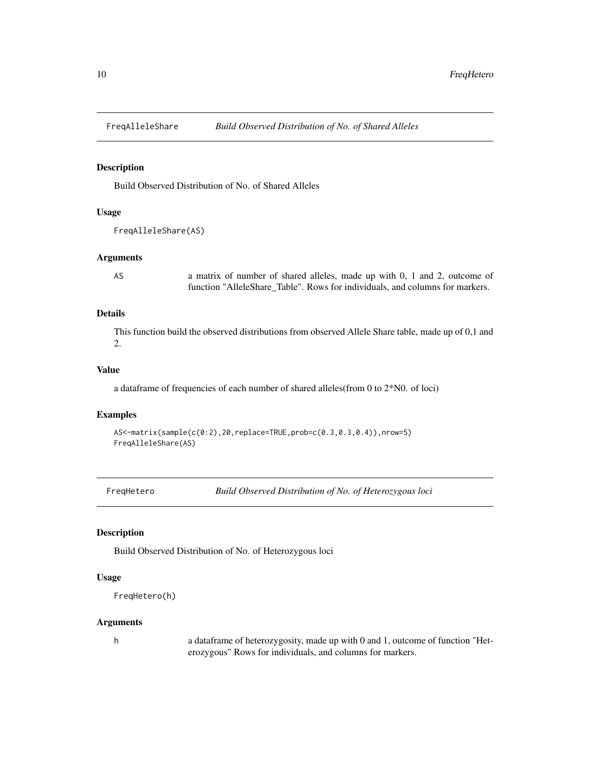## FreqAlleleShare *Build Observed Distribution of No. of Shared Alleles*

### Description

Build Observed Distribution of No. of Shared Alleles

### Usage

```
FreqAlleleShare(AS)
```

### Arguments

| | |
|---|---|
| AS | a matrix of number of shared alleles, made up with 0, 1 and 2, outcome of function "AlleleShare_Table". Rows for individuals, and columns for markers. |

### Details

This function build the observed distributions from observed Allele Share table, made up of 0,1 and 2.

### Value

a dataframe of frequencies of each number of shared alleles(from 0 to 2*N0. of loci)

### Examples

```
AS<-matrix(sample(c(0:2),20,replace=TRUE,prob=c(0.3,0.3,0.4)),nrow=5)
FreqAlleleShare(AS)
```

## FreqHetero *Build Observed Distribution of No. of Heterozygous loci*

### Description

Build Observed Distribution of No. of Heterozygous loci

### Usage

```
FreqHetero(h)
```

### Arguments

| | |
|---|---|
| h | a dataframe of heterozygosity, made up with 0 and 1, outcome of function "Heterozygous" Rows for individuals, and columns for markers. |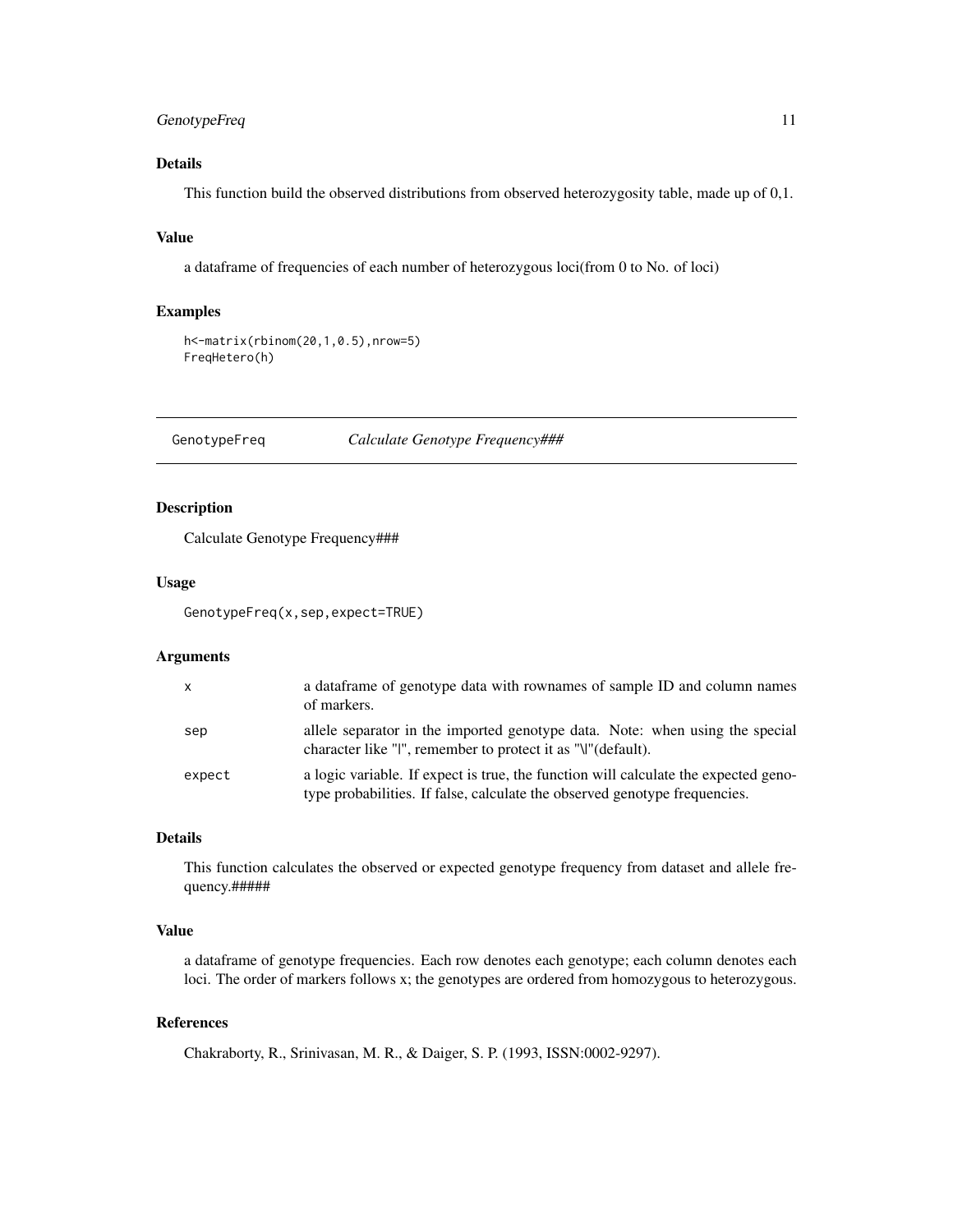## Details

This function build the observed distributions from observed heterozygosity table, made up of 0,1.

## Value

a dataframe of frequencies of each number of heterozygous loci(from 0 to No. of loci)

## Examples

```
h<-matrix(rbinom(20,1,0.5),nrow=5)
FreqHetero(h)
```

---

# GenotypeFreq — *Calculate Genotype Frequency###*

---

## Description

Calculate Genotype Frequency###

## Usage

```
GenotypeFreq(x,sep,expect=TRUE)
```

## Arguments

| | |
|---|---|
| x | a dataframe of genotype data with rownames of sample ID and column names of markers. |
| sep | allele separator in the imported genotype data. Note: when using the special character like "\|", remember to protect it as "\\\|"(default). |
| expect | a logic variable. If expect is true, the function will calculate the expected genotype probabilities. If false, calculate the observed genotype frequencies. |

## Details

This function calculates the observed or expected genotype frequency from dataset and allele frequency.#####

## Value

a dataframe of genotype frequencies. Each row denotes each genotype; each column denotes each loci. The order of markers follows x; the genotypes are ordered from homozygous to heterozygous.

## References

Chakraborty, R., Srinivasan, M. R., & Daiger, S. P. (1993, ISSN:0002-9297).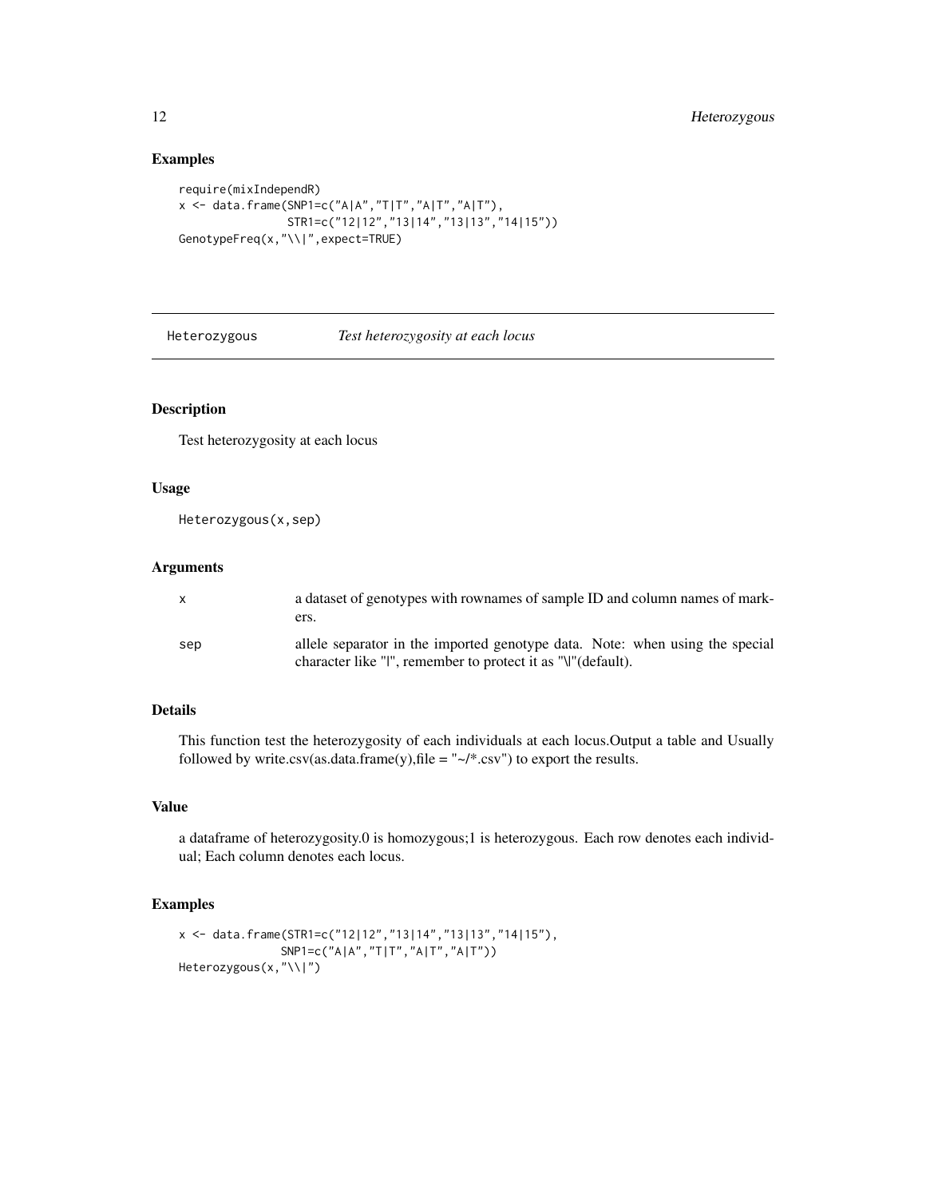## Examples

```
require(mixIndependR)
x <- data.frame(SNP1=c("A|A","T|T","A|T","A|T"),
                STR1=c("12|12","13|14","13|13","14|15"))
GenotypeFreq(x,"\\|",expect=TRUE)
```

---

# Heterozygous *Test heterozygosity at each locus*

---

## Description

Test heterozygosity at each locus

## Usage

```
Heterozygous(x,sep)
```

## Arguments

| | |
|---|---|
| x | a dataset of genotypes with rownames of sample ID and column names of markers. |
| sep | allele separator in the imported genotype data. Note: when using the special character like "\|", remember to protect it as "\\|"(default). |

## Details

This function test the heterozygosity of each individuals at each locus.Output a table and Usually followed by write.csv(as.data.frame(y),file = "~/*.csv") to export the results.

## Value

a dataframe of heterozygosity.0 is homozygous;1 is heterozygous. Each row denotes each individual; Each column denotes each locus.

## Examples

```
x <- data.frame(STR1=c("12|12","13|14","13|13","14|15"),
               SNP1=c("A|A","T|T","A|T","A|T"))
Heterozygous(x,"\\|")
```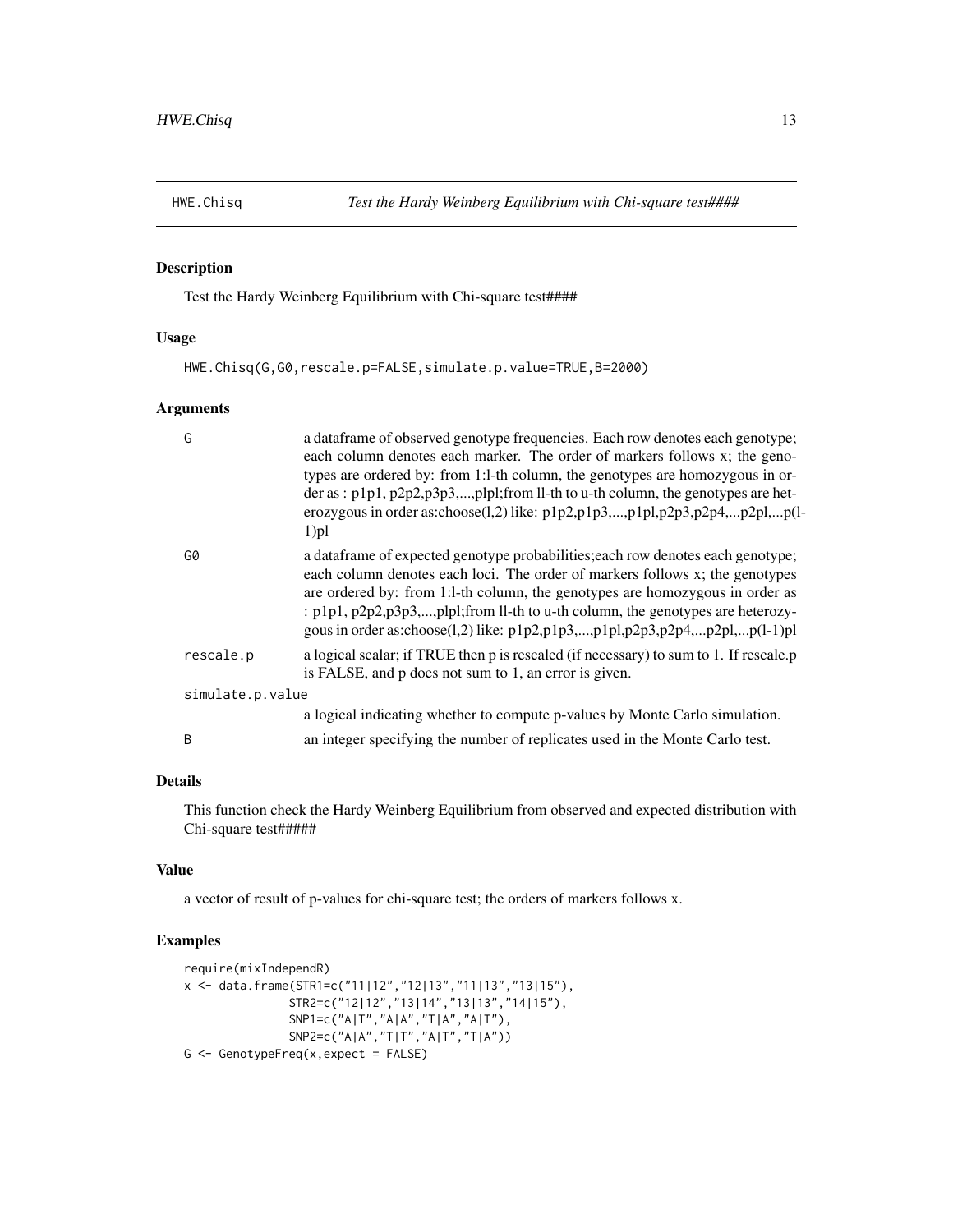# HWE.Chisq — *Test the Hardy Weinberg Equilibrium with Chi-square test####*

## Description

Test the Hardy Weinberg Equilibrium with Chi-square test####

## Usage

```
HWE.Chisq(G,G0,rescale.p=FALSE,simulate.p.value=TRUE,B=2000)
```

## Arguments

| | |
|---|---|
| G | a dataframe of observed genotype frequencies. Each row denotes each genotype; each column denotes each marker. The order of markers follows x; the genotypes are ordered by: from 1:l-th column, the genotypes are homozygous in order as : p1p1, p2p2,p3p3,...,plpl;from ll-th to u-th column, the genotypes are heterozygous in order as:choose(l,2) like: p1p2,p1p3,...,p1pl,p2p3,p2p4,...p2pl,...p(l-1)pl |
| G0 | a dataframe of expected genotype probabilities;each row denotes each genotype; each column denotes each loci. The order of markers follows x; the genotypes are ordered by: from 1:l-th column, the genotypes are homozygous in order as : p1p1, p2p2,p3p3,...,plpl;from ll-th to u-th column, the genotypes are heterozygous in order as:choose(l,2) like: p1p2,p1p3,...,p1pl,p2p3,p2p4,...p2pl,...p(l-1)pl |
| rescale.p | a logical scalar; if TRUE then p is rescaled (if necessary) to sum to 1. If rescale.p is FALSE, and p does not sum to 1, an error is given. |
| simulate.p.value | a logical indicating whether to compute p-values by Monte Carlo simulation. |
| B | an integer specifying the number of replicates used in the Monte Carlo test. |

## Details

This function check the Hardy Weinberg Equilibrium from observed and expected distribution with Chi-square test#####

## Value

a vector of result of p-values for chi-square test; the orders of markers follows x.

## Examples

```
require(mixIndependR)
x <- data.frame(STR1=c("11|12","12|13","11|13","13|15"),
               STR2=c("12|12","13|14","13|13","14|15"),
               SNP1=c("A|T","A|A","T|A","A|T"),
               SNP2=c("A|A","T|T","A|T","T|A"))
G <- GenotypeFreq(x,expect = FALSE)
```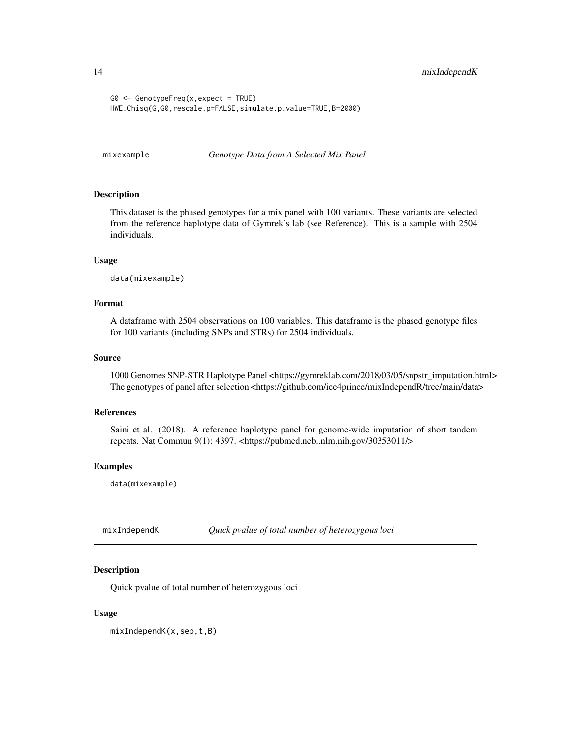```
G0 <- GenotypeFreq(x,expect = TRUE)
HWE.Chisq(G,G0,rescale.p=FALSE,simulate.p.value=TRUE,B=2000)
```

## mixexample — *Genotype Data from A Selected Mix Panel*

### Description

This dataset is the phased genotypes for a mix panel with 100 variants. These variants are selected from the reference haplotype data of Gymrek's lab (see Reference). This is a sample with 2504 individuals.

### Usage

```
data(mixexample)
```

### Format

A dataframe with 2504 observations on 100 variables. This dataframe is the phased genotype files for 100 variants (including SNPs and STRs) for 2504 individuals.

### Source

1000 Genomes SNP-STR Haplotype Panel <https://gymreklab.com/2018/03/05/snpstr_imputation.html>
The genotypes of panel after selection <https://github.com/ice4prince/mixIndependR/tree/main/data>

### References

Saini et al. (2018). A reference haplotype panel for genome-wide imputation of short tandem repeats. Nat Commun 9(1): 4397. <https://pubmed.ncbi.nlm.nih.gov/30353011/>

### Examples

```
data(mixexample)
```

## mixIndependK — *Quick pvalue of total number of heterozygous loci*

### Description

Quick pvalue of total number of heterozygous loci

### Usage

```
mixIndependK(x,sep,t,B)
```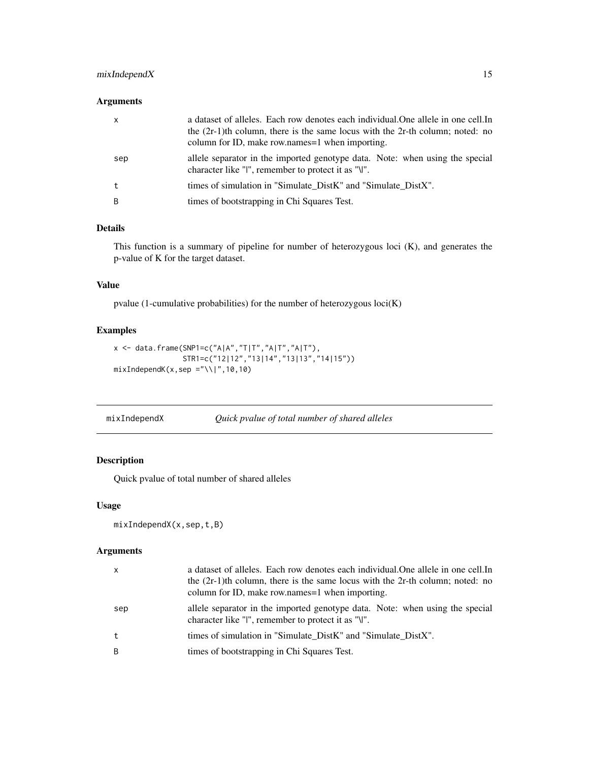### Arguments

| | |
|---|---|
| x | a dataset of alleles. Each row denotes each individual.One allele in one cell.In the (2r-1)th column, there is the same locus with the 2r-th column; noted: no column for ID, make row.names=1 when importing. |
| sep | allele separator in the imported genotype data. Note: when using the special character like "\|", remember to protect it as "\\|". |
| t | times of simulation in "Simulate_DistK" and "Simulate_DistX". |
| B | times of bootstrapping in Chi Squares Test. |

### Details

This function is a summary of pipeline for number of heterozygous loci (K), and generates the p-value of K for the target dataset.

### Value

pvalue (1-cumulative probabilities) for the number of heterozygous loci(K)

### Examples

```
x <- data.frame(SNP1=c("A|A","T|T","A|T","A|T"),
                STR1=c("12|12","13|14","13|13","14|15"))
mixIndependK(x,sep ="\\|",10,10)
```

---

## mixIndependX *Quick pvalue of total number of shared alleles*

---

### Description

Quick pvalue of total number of shared alleles

### Usage

```
mixIndependX(x,sep,t,B)
```

### Arguments

| | |
|---|---|
| x | a dataset of alleles. Each row denotes each individual.One allele in one cell.In the (2r-1)th column, there is the same locus with the 2r-th column; noted: no column for ID, make row.names=1 when importing. |
| sep | allele separator in the imported genotype data. Note: when using the special character like "\|", remember to protect it as "\\|". |
| t | times of simulation in "Simulate_DistK" and "Simulate_DistX". |
| B | times of bootstrapping in Chi Squares Test. |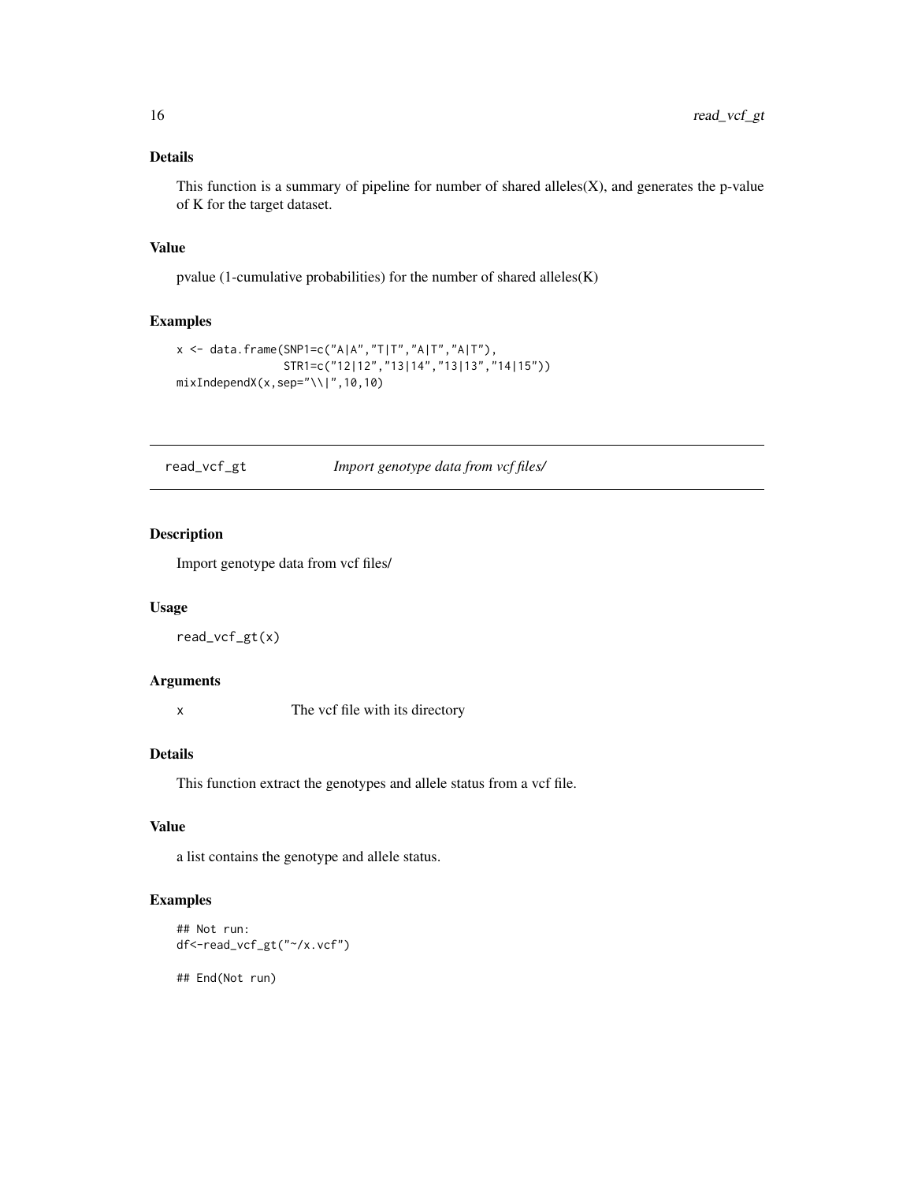### Details

This function is a summary of pipeline for number of shared alleles(X), and generates the p-value of K for the target dataset.

### Value

pvalue (1-cumulative probabilities) for the number of shared alleles(K)

### Examples

```
x <- data.frame(SNP1=c("A|A","T|T","A|T","A|T"),
                STR1=c("12|12","13|14","13|13","14|15"))
mixIndependX(x,sep="\\|",10,10)
```

---

## read_vcf_gt &nbsp;&nbsp;&nbsp;&nbsp; *Import genotype data from vcf files/*

---

### Description

Import genotype data from vcf files/

### Usage

```
read_vcf_gt(x)
```

### Arguments

| | |
|---|---|
| x | The vcf file with its directory |

### Details

This function extract the genotypes and allele status from a vcf file.

### Value

a list contains the genotype and allele status.

### Examples

```
## Not run:
df<-read_vcf_gt("~/x.vcf")

## End(Not run)
```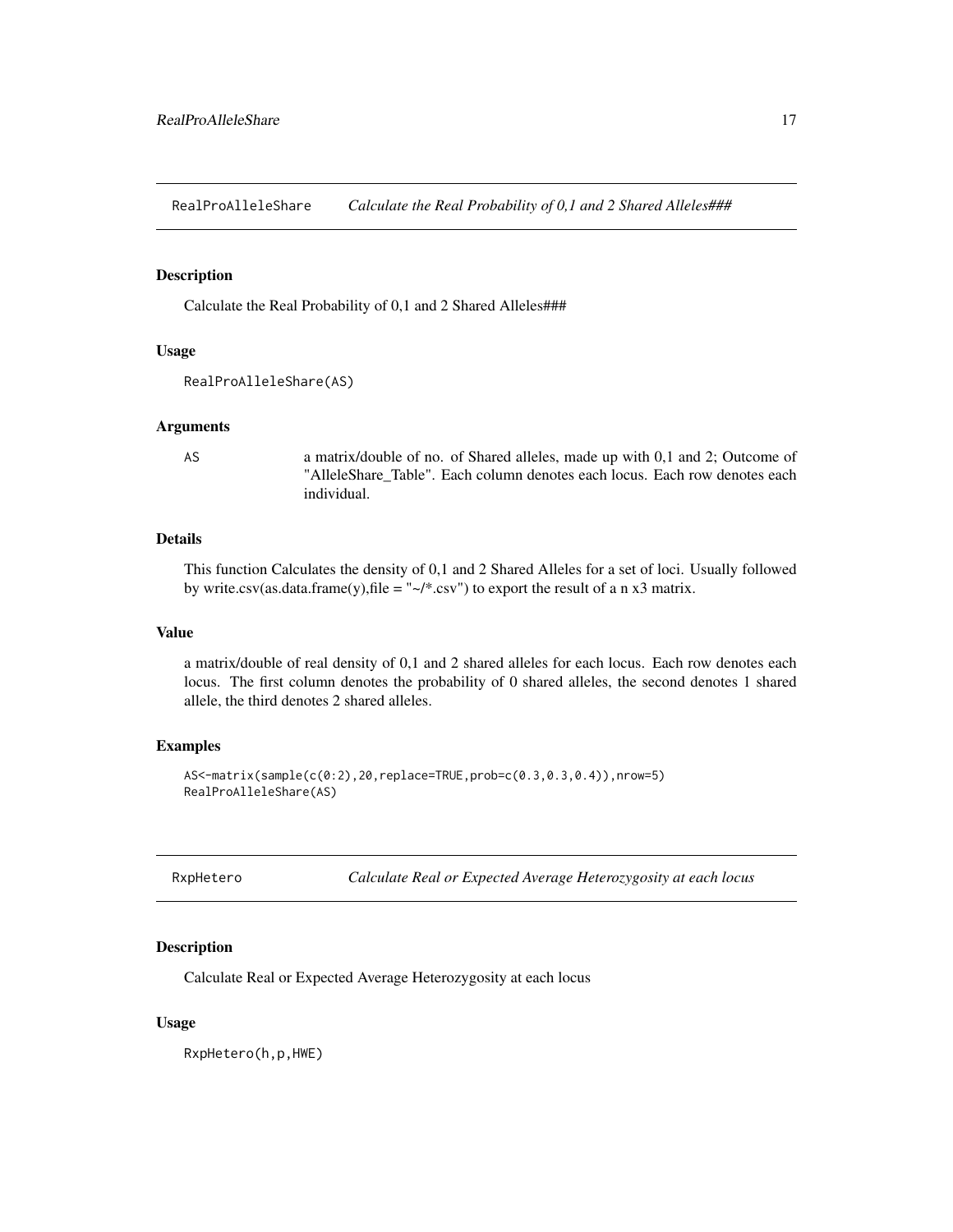## RealProAlleleShare *Calculate the Real Probability of 0,1 and 2 Shared Alleles###*

### Description

Calculate the Real Probability of 0,1 and 2 Shared Alleles###

### Usage

```
RealProAlleleShare(AS)
```

### Arguments

| | |
|---|---|
| AS | a matrix/double of no. of Shared alleles, made up with 0,1 and 2; Outcome of "AlleleShare_Table". Each column denotes each locus. Each row denotes each individual. |

### Details

This function Calculates the density of 0,1 and 2 Shared Alleles for a set of loci. Usually followed by write.csv(as.data.frame(y),file = "~/*.csv") to export the result of a n x3 matrix.

### Value

a matrix/double of real density of 0,1 and 2 shared alleles for each locus. Each row denotes each locus. The first column denotes the probability of 0 shared alleles, the second denotes 1 shared allele, the third denotes 2 shared alleles.

### Examples

```
AS<-matrix(sample(c(0:2),20,replace=TRUE,prob=c(0.3,0.3,0.4)),nrow=5)
RealProAlleleShare(AS)
```

## RxpHetero *Calculate Real or Expected Average Heterozygosity at each locus*

### Description

Calculate Real or Expected Average Heterozygosity at each locus

### Usage

```
RxpHetero(h,p,HWE)
```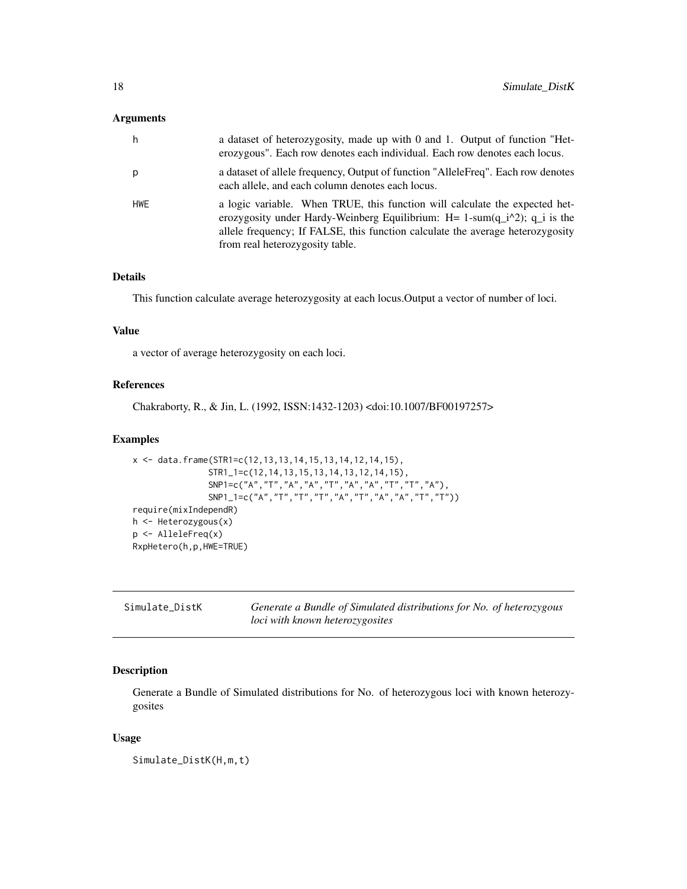### Arguments

| | |
|---|---|
| h | a dataset of heterozygosity, made up with 0 and 1. Output of function "Heterozygous". Each row denotes each individual. Each row denotes each locus. |
| p | a dataset of allele frequency, Output of function "AlleleFreq". Each row denotes each allele, and each column denotes each locus. |
| HWE | a logic variable. When TRUE, this function will calculate the expected heterozygosity under Hardy-Weinberg Equilibrium: H= 1-sum(q_i^2); q_i is the allele frequency; If FALSE, this function calculate the average heterozygosity from real heterozygosity table. |

### Details

This function calculate average heterozygosity at each locus.Output a vector of number of loci.

### Value

a vector of average heterozygosity on each loci.

### References

Chakraborty, R., & Jin, L. (1992, ISSN:1432-1203) <doi:10.1007/BF00197257>

### Examples

```
x <- data.frame(STR1=c(12,13,13,14,15,13,14,12,14,15),
                STR1_1=c(12,14,13,15,13,14,13,12,14,15),
                SNP1=c("A","T","A","A","T","A","A","T","T","A"),
                SNP1_1=c("A","T","T","T","A","T","A","A","T","T"))
require(mixIndependR)
h <- Heterozygous(x)
p <- AlleleFreq(x)
RxpHetero(h,p,HWE=TRUE)
```

---

## Simulate_DistK *Generate a Bundle of Simulated distributions for No. of heterozygous loci with known heterozygosites*

### Description

Generate a Bundle of Simulated distributions for No. of heterozygous loci with known heterozygosites

### Usage

```
Simulate_DistK(H,m,t)
```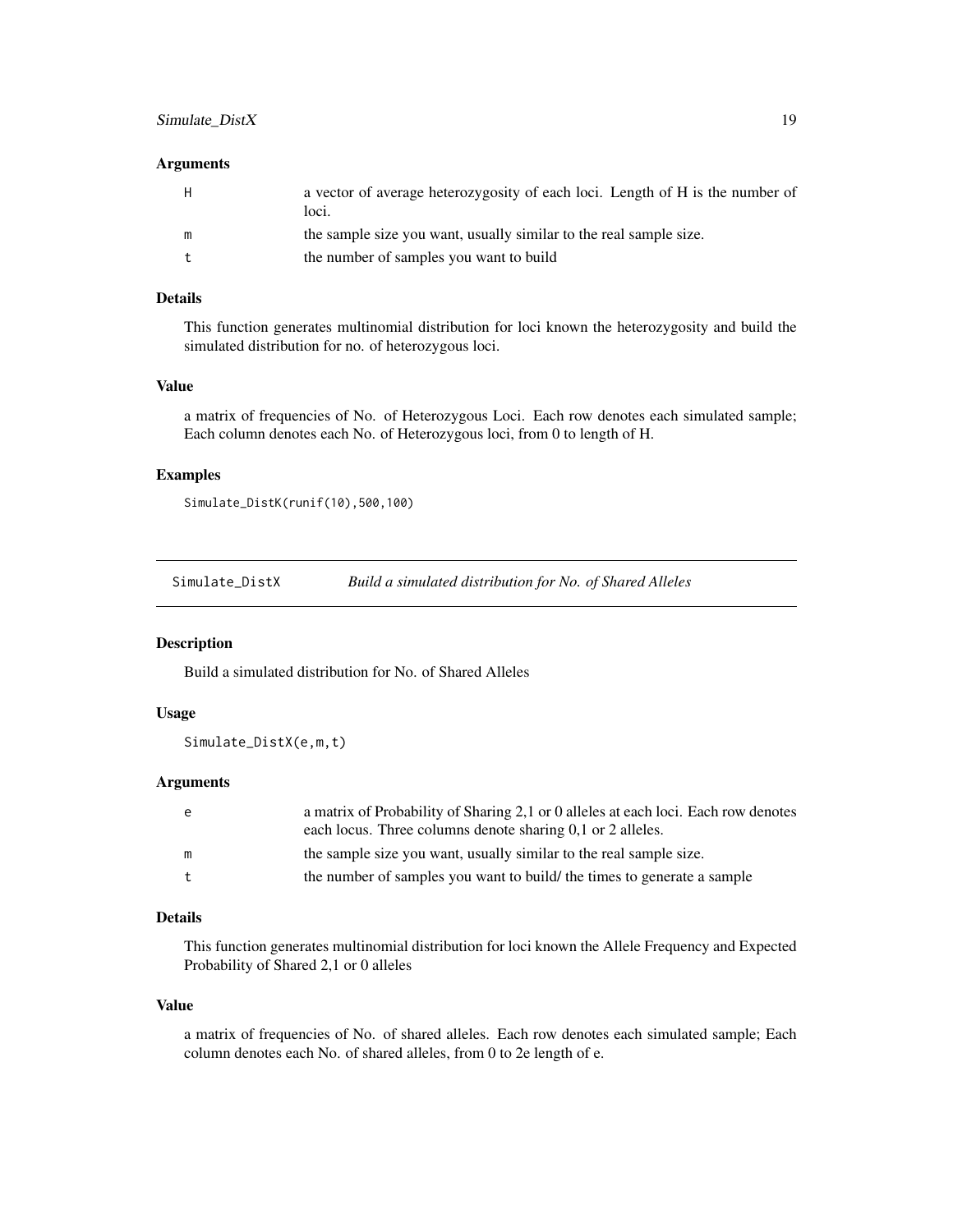### Arguments

| | |
|---|---|
| H | a vector of average heterozygosity of each loci. Length of H is the number of loci. |
| m | the sample size you want, usually similar to the real sample size. |
| t | the number of samples you want to build |

### Details

This function generates multinomial distribution for loci known the heterozygosity and build the simulated distribution for no. of heterozygous loci.

### Value

a matrix of frequencies of No. of Heterozygous Loci. Each row denotes each simulated sample; Each column denotes each No. of Heterozygous loci, from 0 to length of H.

### Examples

```
Simulate_DistK(runif(10),500,100)
```

---

## Simulate_DistX *Build a simulated distribution for No. of Shared Alleles*

### Description

Build a simulated distribution for No. of Shared Alleles

### Usage

```
Simulate_DistX(e,m,t)
```

### Arguments

| | |
|---|---|
| e | a matrix of Probability of Sharing 2,1 or 0 alleles at each loci. Each row denotes each locus. Three columns denote sharing 0,1 or 2 alleles. |
| m | the sample size you want, usually similar to the real sample size. |
| t | the number of samples you want to build/ the times to generate a sample |

### Details

This function generates multinomial distribution for loci known the Allele Frequency and Expected Probability of Shared 2,1 or 0 alleles

### Value

a matrix of frequencies of No. of shared alleles. Each row denotes each simulated sample; Each column denotes each No. of shared alleles, from 0 to 2e length of e.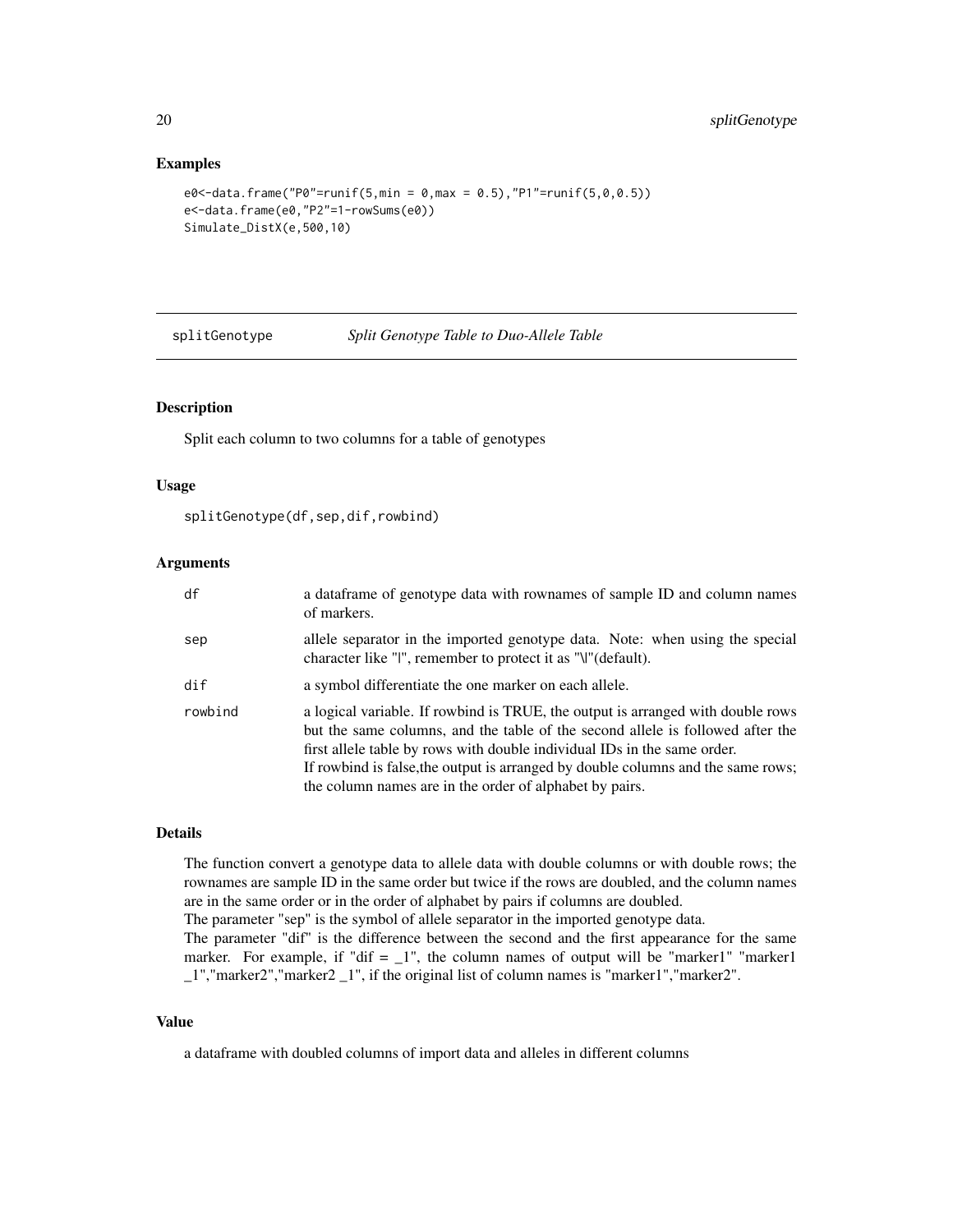### Examples

```
e0<-data.frame("P0"=runif(5,min = 0,max = 0.5),"P1"=runif(5,0,0.5))
e<-data.frame(e0,"P2"=1-rowSums(e0))
Simulate_DistX(e,500,10)
```

---

## splitGenotype *Split Genotype Table to Duo-Allele Table*

---

### Description

Split each column to two columns for a table of genotypes

### Usage

```
splitGenotype(df,sep,dif,rowbind)
```

### Arguments

| | |
|---|---|
| df | a dataframe of genotype data with rownames of sample ID and column names of markers. |
| sep | allele separator in the imported genotype data. Note: when using the special character like "\|", remember to protect it as "\\\|"(default). |
| dif | a symbol differentiate the one marker on each allele. |
| rowbind | a logical variable. If rowbind is TRUE, the output is arranged with double rows but the same columns, and the table of the second allele is followed after the first allele table by rows with double individual IDs in the same order. If rowbind is false,the output is arranged by double columns and the same rows; the column names are in the order of alphabet by pairs. |

### Details

The function convert a genotype data to allele data with double columns or with double rows; the rownames are sample ID in the same order but twice if the rows are doubled, and the column names are in the same order or in the order of alphabet by pairs if columns are doubled.
The parameter "sep" is the symbol of allele separator in the imported genotype data.
The parameter "dif" is the difference between the second and the first appearance for the same marker. For example, if "dif = _1", the column names of output will be "marker1" "marker1 _1","marker2","marker2 _1", if the original list of column names is "marker1","marker2".

### Value

a dataframe with doubled columns of import data and alleles in different columns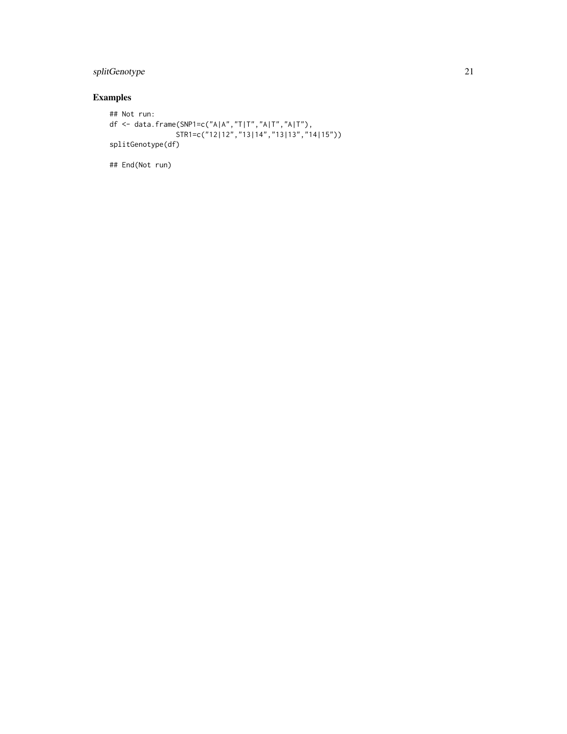## Examples

```
## Not run:
df <- data.frame(SNP1=c("A|A","T|T","A|T","A|T"),
                 STR1=c("12|12","13|14","13|13","14|15"))
splitGenotype(df)

## End(Not run)
```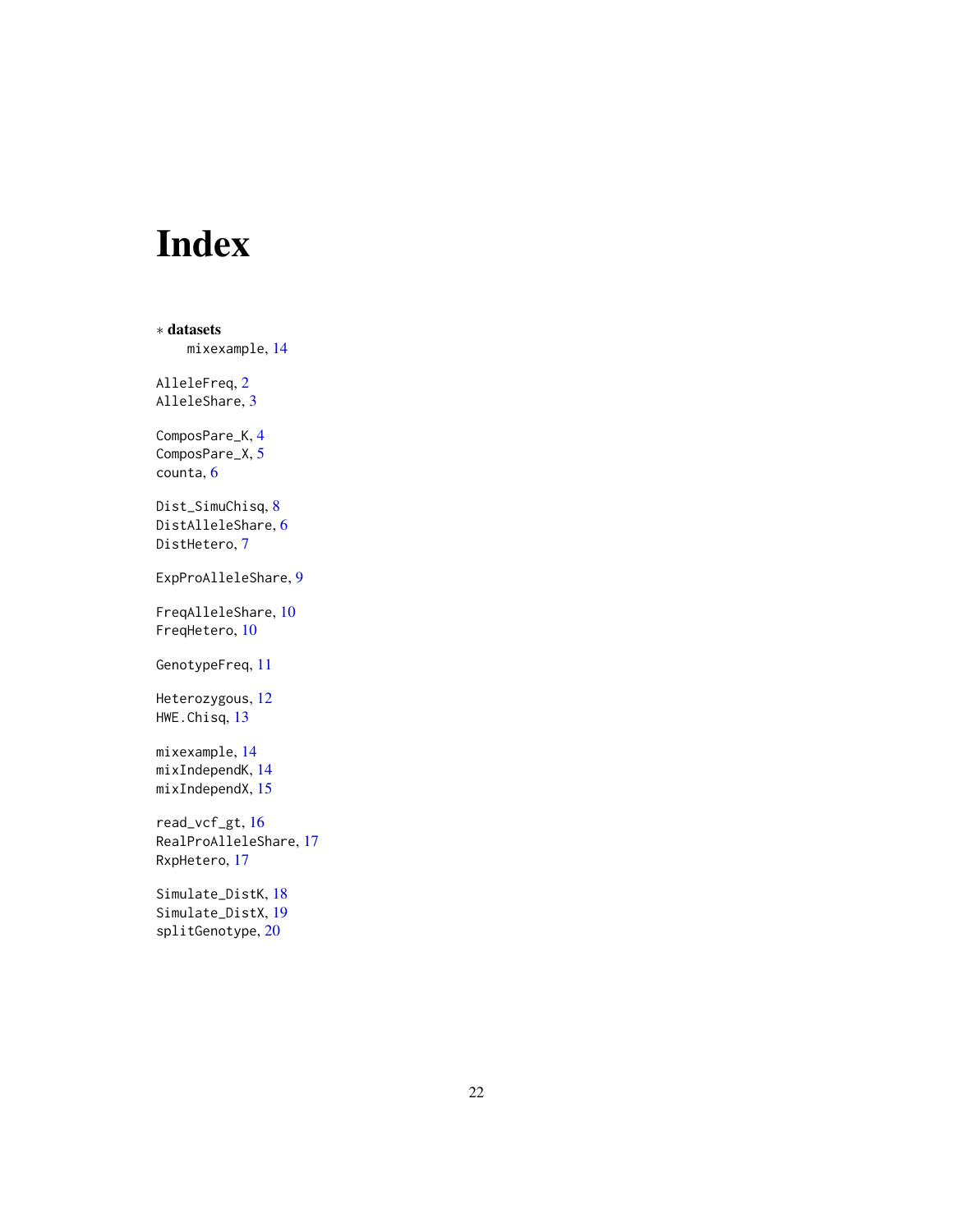# Index

∗ **datasets**
    mixexample, 14

AlleleFreq, 2
AlleleShare, 3

ComposPare_K, 4
ComposPare_X, 5
counta, 6

Dist_SimuChisq, 8
DistAlleleShare, 6
DistHetero, 7

ExpProAlleleShare, 9

FreqAlleleShare, 10
FreqHetero, 10

GenotypeFreq, 11

Heterozygous, 12
HWE.Chisq, 13

mixexample, 14
mixIndependK, 14
mixIndependX, 15

read_vcf_gt, 16
RealProAlleleShare, 17
RxpHetero, 17

Simulate_DistK, 18
Simulate_DistX, 19
splitGenotype, 20